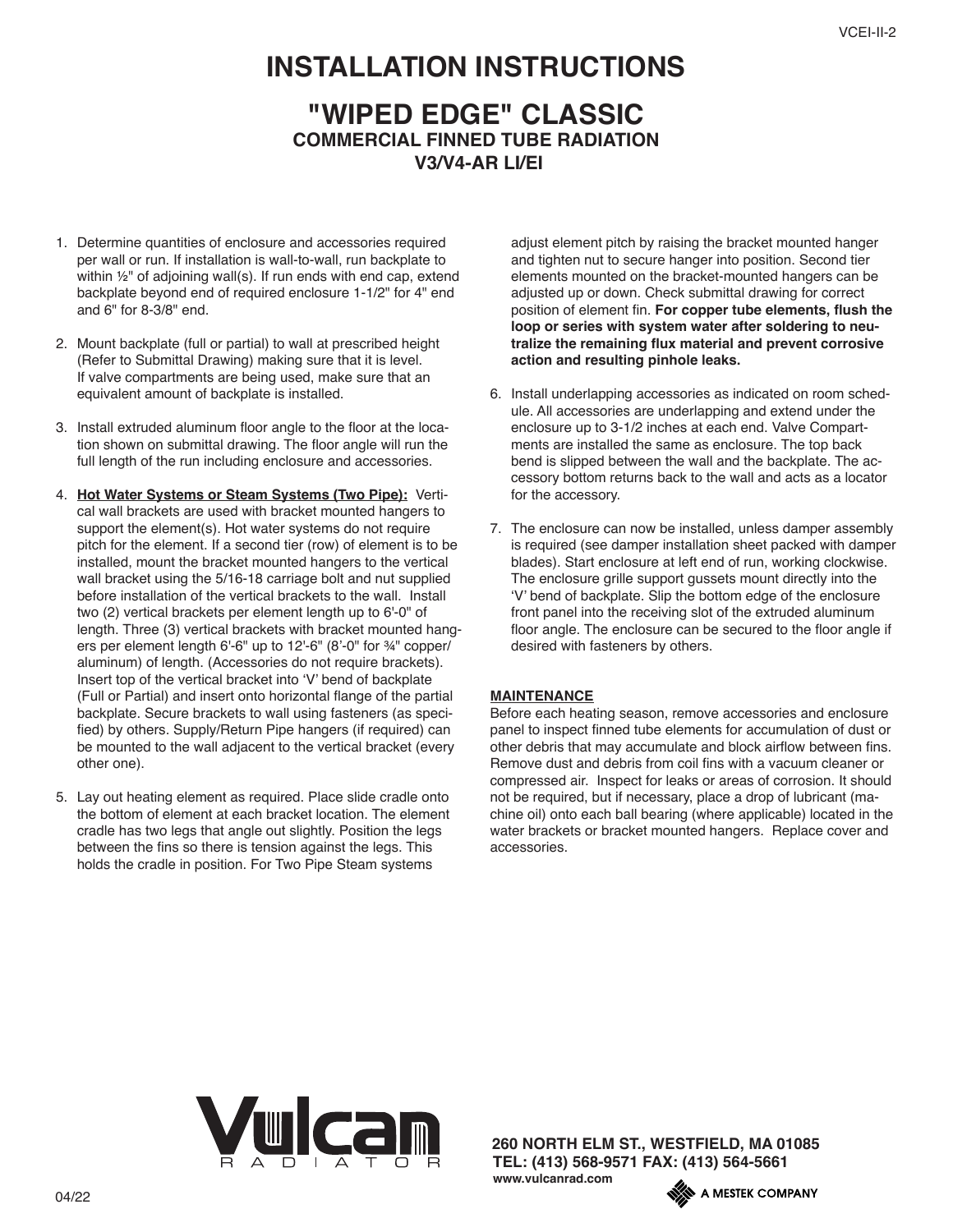# INSTALLATION INSTRUCTIONS

## "WIPED EDGE" CLASSIC

### COMMERCIAL FINNED TUBE RADIATION

### V3/V4-AR LI/EI

1. Determine quantities of enclosure and accessories required per wall or run. If installation is wall-to-wall, run backplate to within ½" of adjoining wall(s). If run ends with end cap, extend backplate beyond end of required enclosure 1-1/2" for 4" end and 6" for 8-3/8" end.

2. Mount backplate (full or partial) to wall at prescribed height (Refer to Submittal Drawing) making sure that it is level. If valve compartments are being used, make sure that an equivalent amount of backplate is installed.

3. Install extruded aluminum floor angle to the floor at the location shown on submittal drawing. The floor angle will run the full length of the run including enclosure and accessories.

4. **Hot Water Systems or Steam Systems (Two Pipe):** Vertical wall brackets are used with bracket mounted hangers to support the element(s). Hot water systems do not require pitch for the element. If a second tier (row) of element is to be installed, mount the bracket mounted hangers to the vertical wall bracket using the 5/16-18 carriage bolt and nut supplied before installation of the vertical brackets to the wall. Install two (2) vertical brackets per element length up to 6'-0" of length. Three (3) vertical brackets with bracket mounted hangers per element length 6'-6" up to 12'-6" (8'-0" for ¾" copper/aluminum) of length. (Accessories do not require brackets). Insert top of the vertical bracket into 'V' bend of backplate (Full or Partial) and insert onto horizontal flange of the partial backplate. Secure brackets to wall using fasteners (as specified) by others. Supply/Return Pipe hangers (if required) can be mounted to the wall adjacent to the vertical bracket (every other one).

5. Lay out heating element as required. Place slide cradle onto the bottom of element at each bracket location. The element cradle has two legs that angle out slightly. Position the legs between the fins so there is tension against the legs. This holds the cradle in position. For Two Pipe Steam systems adjust element pitch by raising the bracket mounted hanger and tighten nut to secure hanger into position. Second tier elements mounted on the bracket-mounted hangers can be adjusted up or down. Check submittal drawing for correct position of element fin. **For copper tube elements, flush the loop or series with system water after soldering to neutralize the remaining flux material and prevent corrosive action and resulting pinhole leaks.**

6. Install underlapping accessories as indicated on room schedule. All accessories are underlapping and extend under the enclosure up to 3-1/2 inches at each end. Valve Compartments are installed the same as enclosure. The top back bend is slipped between the wall and the backplate. The accessory bottom returns back to the wall and acts as a locator for the accessory.

7. The enclosure can now be installed, unless damper assembly is required (see damper installation sheet packed with damper blades). Start enclosure at left end of run, working clockwise. The enclosure grille support gussets mount directly into the 'V' bend of backplate. Slip the bottom edge of the enclosure front panel into the receiving slot of the extruded aluminum floor angle. The enclosure can be secured to the floor angle if desired with fasteners by others.

**MAINTENANCE**

Before each heating season, remove accessories and enclosure panel to inspect finned tube elements for accumulation of dust or other debris that may accumulate and block airflow between fins. Remove dust and debris from coil fins with a vacuum cleaner or compressed air. Inspect for leaks or areas of corrosion. It should not be required, but if necessary, place a drop of lubricant (machine oil) onto each ball bearing (where applicable) located in the water brackets or bracket mounted hangers. Replace cover and accessories.

Vulcan RADIATOR

**260 NORTH ELM ST., WESTFIELD, MA 01085**
**TEL: (413) 568-9571 FAX: (413) 564-5661**
**www.vulcanrad.com**

A MESTEK COMPANY

04/22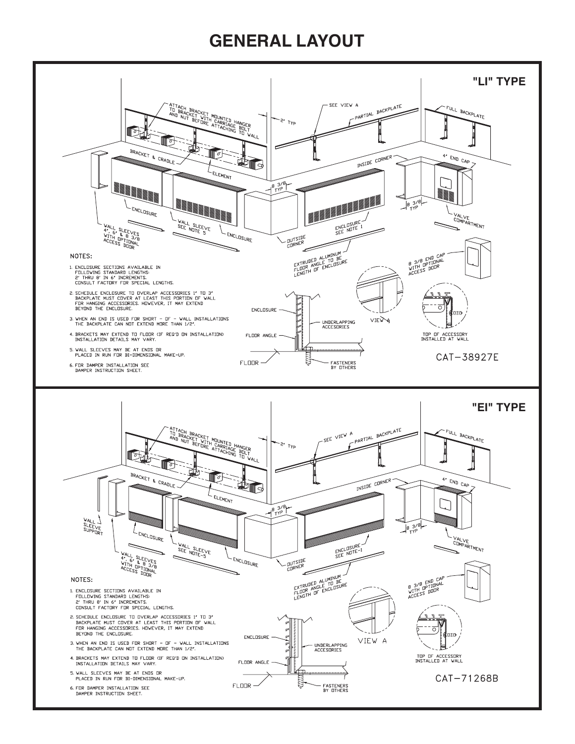# GENERAL LAYOUT

## "LI" TYPE

ATTACH BRACKET MOUNTED HANGER TO BRACKET WITH CARRIAGE BOLT AND NUT BEFORE ATTACHING TO WALL

SEE VIEW A

2" TYP

PARTIAL BACKPLATE

FULL BACKPLATE

BRACKET & CRADLE

ELEMENT

INSIDE CORNER

4" END CAP

8 3/8 TYP

8 3/8 TYP

ENCLOSURE

WALL SLEEVE SEE NOTE 5

ENCLOSURE

ENCLOSURE SEE NOTE 1

VALVE COMPARTMENT

WALL SLEEVES 4", 6" & 8 3/8 WITH OPTIONAL ACCESS DOOR

OUTSIDE CORNER

EXTRUDED ALUMINUM FLOOR ANGLE TO BE LENGTH OF ENCLOSURE

8 3/8 END CAP WITH OPTIONAL ACCESS DOOR

ENCLOSURE

UNDERLAPPING ACCESORIES

VIEW A

FLOOR ANGLE

TOP OF ACCESSORY INSTALLED AT WALL

FLOOR

FASTENERS BY OTHERS

CAT-38927E

NOTES:

1. ENCLOSURE SECTIONS AVAILABLE IN FOLLOWING STANDARD LENGTHS: 2' THRU 8' IN 6" INCREMENTS. CONSULT FACTORY FOR SPECIAL LENGTHS.
2. SCHEDULE ENCLOSURE TO OVERLAP ACCESSORIES 1" TO 3" BACKPLATE MUST COVER AT LEAST THIS PORTION OF WALL FOR HANGING ACCESSORIES. HOWEVER, IT MAY EXTEND BEYOND THE ENCLOSURE.
3. WHEN AN END IS USED FOR SHORT - OF - WALL INSTALLATIONS THE BACKPLATE CAN NOT EXTEND MORE THAN 1/2".
4. BRACKETS MAY EXTEND TO FLOOR (IF REQ'D ON INSTALLATION) INSTALLATION DETAILS MAY VARY.
5. WALL SLEEVES MAY BE AT ENDS OR PLACED IN RUN FOR BI-DIMENSIONAL MAKE-UP.
6. FOR DAMPER INSTALLATION SEE DAMPER INSTRUCTION SHEET.

## "EI" TYPE

ATTACH BRACKET MOUNTED HANGER TO BRACKET WITH CARRIAGE BOLT AND NUT BEFORE ATTACHING TO WALL

SEE VIEW A

2" TYP

PARTIAL BACKPLATE

FULL BACKPLATE

BRACKET & CRADLE

ELEMENT

INSIDE CORNER

4" END CAP

WALL SLEEVE SUPPORT

8 3/8 TYP

8 3/8 TYP

ENCLOSURE

WALL SLEEVE SEE NOTE-5

ENCLOSURE

ENCLOSURE SEE NOTE-1

VALVE COMPARTMENT

WALL SLEEVES 4", 6" & 8 3/8 WITH OPTIONAL ACCESS DOOR

OUTSIDE CORNER

EXTRUDED ALUMINUM FLOOR ANGLE TO BE LENGTH OF ENCLOSURE

8 3/8 END CAP WITH OPTIONAL ACCESS DOOR

ENCLOSURE

UNDERLAPPING ACCESORIES

VIEW A

FLOOR ANGLE

TOP OF ACCESSORY INSTALLED AT WALL

FLOOR

FASTENERS BY OTHERS

CAT-71268B

NOTES:

1. ENCLOSURE SECTIONS AVAILABLE IN FOLLOWING STANDARD LENGTHS: 2' THRU 8' IN 6" INCREMENTS. CONSULT FACTORY FOR SPECIAL LENGTHS.
2. SCHEDULE ENCLOSURE TO OVERLAP ACCESSORIES 1" TO 3" BACKPLATE MUST COVER AT LEAST THIS PORTION OF WALL FOR HANGING ACCESSORIES. HOWEVER, IT MAY EXTEND BEYOND THE ENCLOSURE.
3. WHEN AN END IS USED FOR SHORT - OF - WALL INSTALLATIONS THE BACKPLATE CAN NOT EXTEND MORE THAN 1/2".
4. BRACKETS MAY EXTEND TO FLOOR (IF REQ'D ON INSTALLATION) INSTALLATION DETAILS MAY VARY.
5. WALL SLEEVES MAY BE AT ENDS OR PLACED IN RUN FOR BI-DIMENSIONAL MAKE-UP.
6. FOR DAMPER INSTALLATION SEE DAMPER INSTRUCTION SHEET.